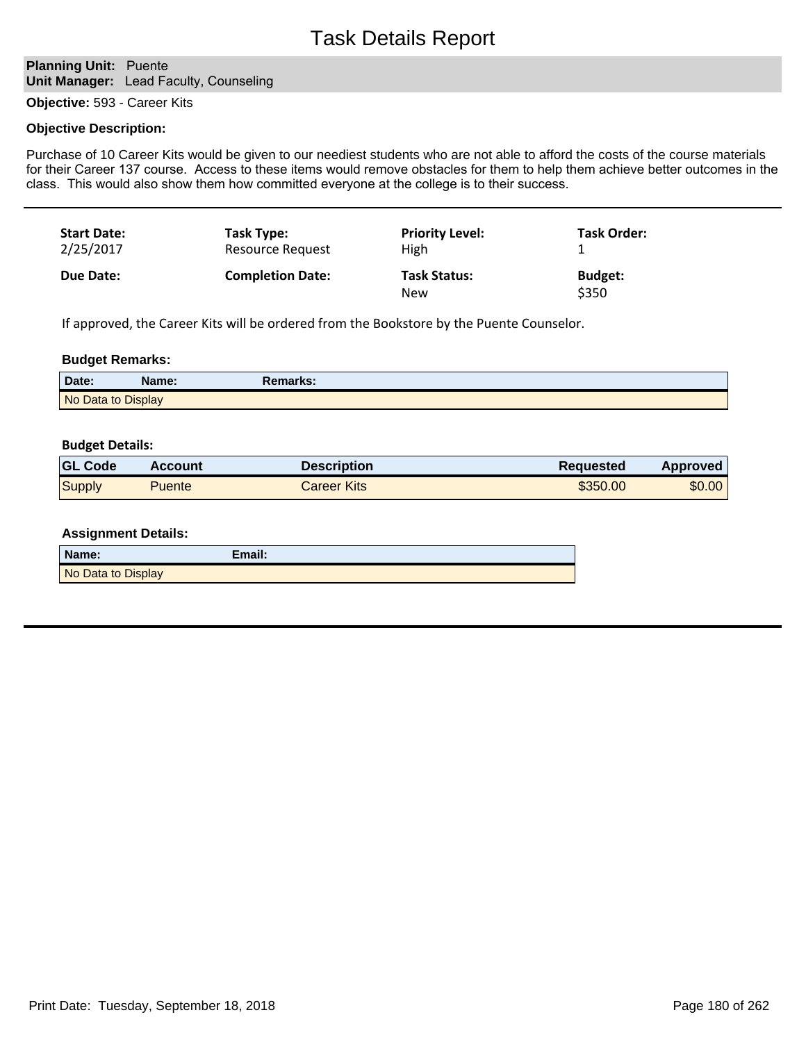# Task Details Report

**Planning Unit:** Puente
**Unit Manager:** Lead Faculty, Counseling

**Objective:** 593 - Career Kits

**Objective Description:**

Purchase of 10 Career Kits would be given to our neediest students who are not able to afford the costs of the course materials for their Career 137 course. Access to these items would remove obstacles for them to help them achieve better outcomes in the class. This would also show them how committed everyone at the college is to their success.

---

| **Start Date:** | **Task Type:** | **Priority Level:** | **Task Order:** |
|---|---|---|---|
| 2/25/2017 | Resource Request | High | 1 |
| **Due Date:** | **Completion Date:** | **Task Status:** | **Budget:** |
| | | New | $350 |

If approved, the Career Kits will be ordered from the Bookstore by the Puente Counselor.

**Budget Remarks:**

| Date: | Name: | Remarks: |
|---|---|---|
| No Data to Display | | |

**Budget Details:**

| GL Code | Account | Description | Requested | Approved |
|---|---|---|---|---|
| Supply | Puente | Career Kits | $350.00 | $0.00 |

**Assignment Details:**

| Name: | Email: |
|---|---|
| No Data to Display | |

---

Print Date: Tuesday, September 18, 2018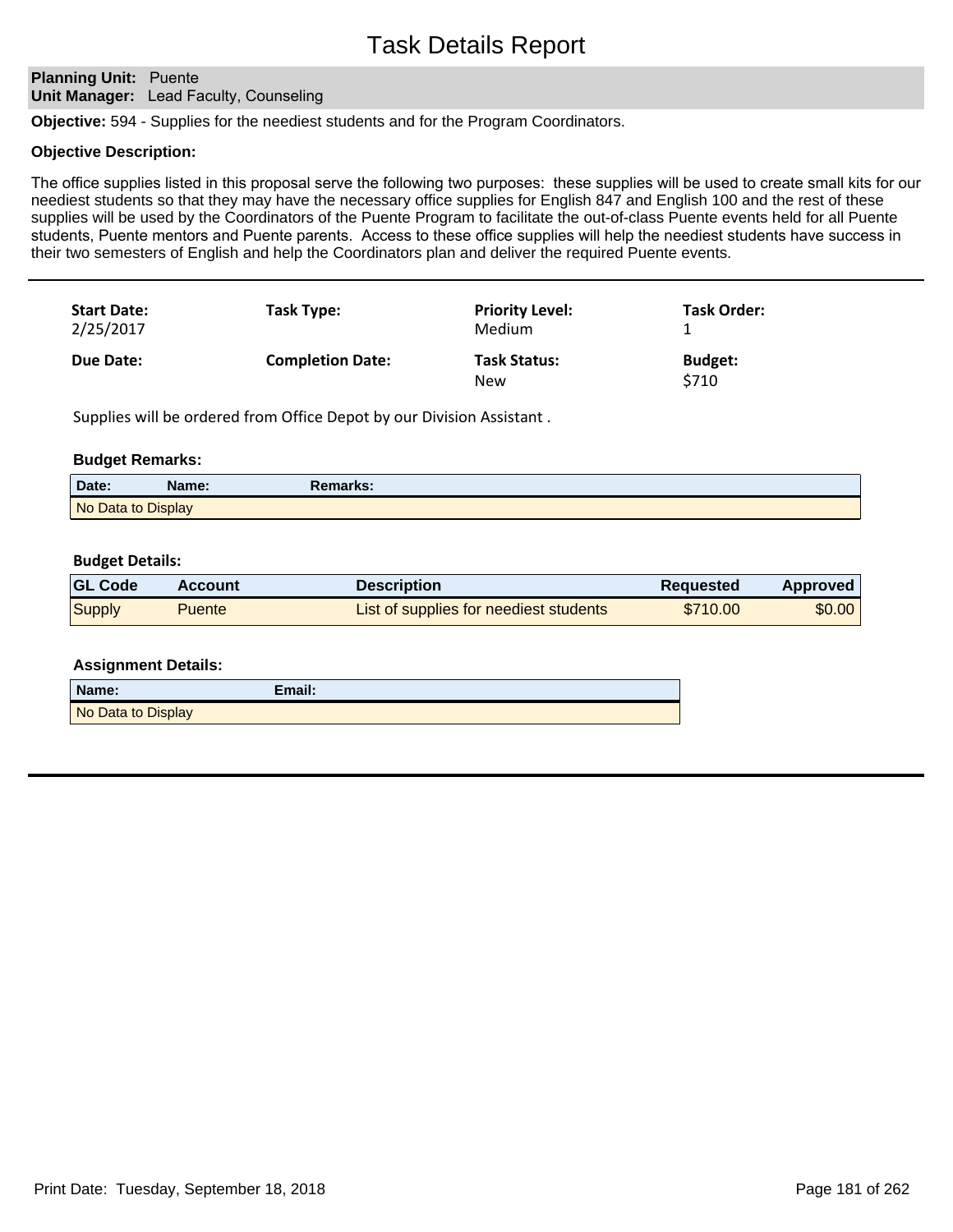# Task Details Report

**Planning Unit:** Puente
**Unit Manager:** Lead Faculty, Counseling

**Objective:** 594 - Supplies for the neediest students and for the Program Coordinators.

**Objective Description:**

The office supplies listed in this proposal serve the following two purposes: these supplies will be used to create small kits for our neediest students so that they may have the necessary office supplies for English 847 and English 100 and the rest of these supplies will be used by the Coordinators of the Puente Program to facilitate the out-of-class Puente events held for all Puente students, Puente mentors and Puente parents. Access to these office supplies will help the neediest students have success in their two semesters of English and help the Coordinators plan and deliver the required Puente events.

| Start Date: | Task Type: | Priority Level: | Task Order: |
|---|---|---|---|
| 2/25/2017 | | Medium | 1 |
| **Due Date:** | **Completion Date:** | **Task Status:** | **Budget:** |
| | | New | $710 |

Supplies will be ordered from Office Depot by our Division Assistant .

**Budget Remarks:**

| Date: | Name: | Remarks: |
|---|---|---|
| No Data to Display | | |

**Budget Details:**

| GL Code | Account | Description | Requested | Approved |
|---|---|---|---|---|
| Supply | Puente | List of supplies for neediest students | $710.00 | $0.00 |

**Assignment Details:**

| Name: | Email: |
|---|---|
| No Data to Display | |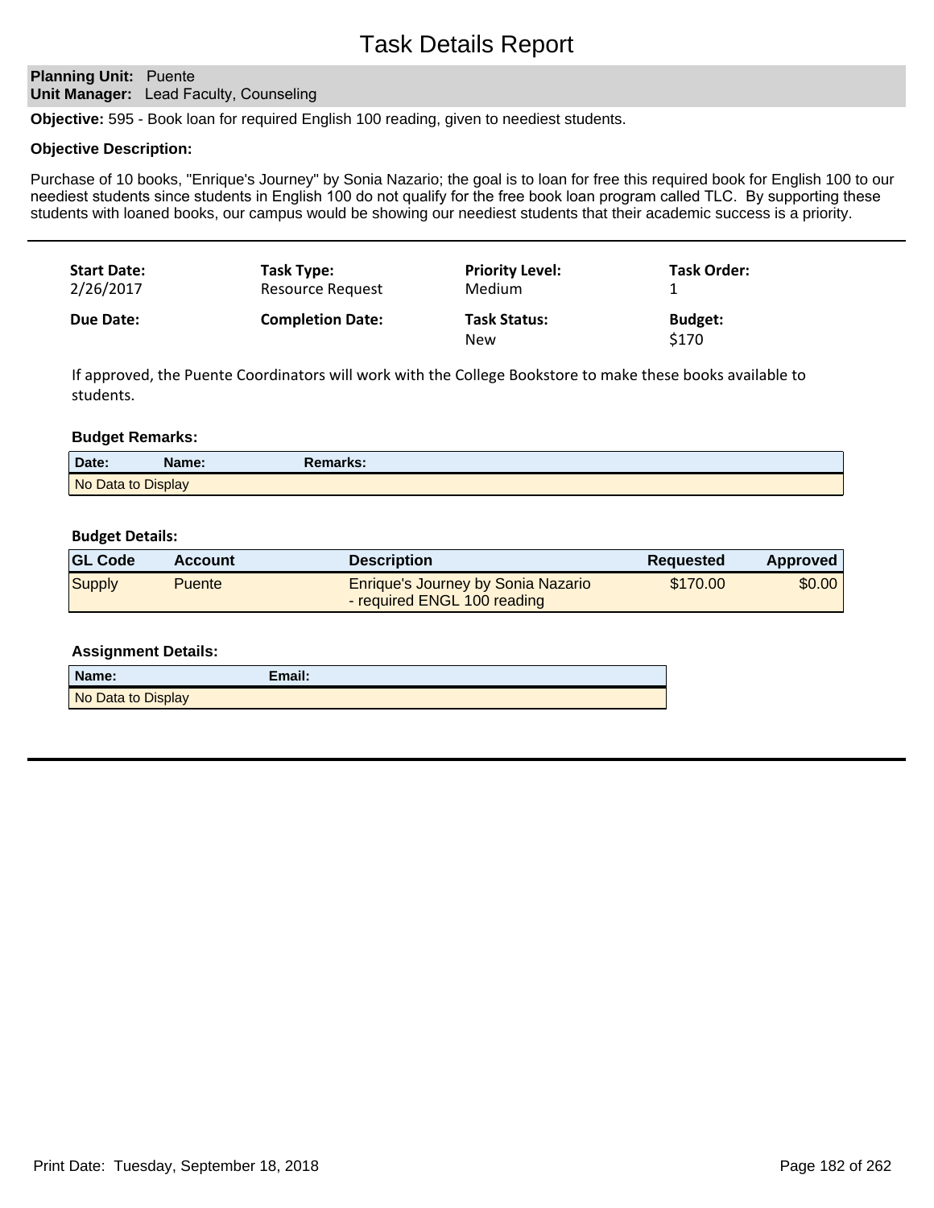# Task Details Report

**Planning Unit:** Puente
**Unit Manager:** Lead Faculty, Counseling

**Objective:** 595 - Book loan for required English 100 reading, given to neediest students.

**Objective Description:**

Purchase of 10 books, "Enrique's Journey" by Sonia Nazario; the goal is to loan for free this required book for English 100 to our neediest students since students in English 100 do not qualify for the free book loan program called TLC. By supporting these students with loaned books, our campus would be showing our neediest students that their academic success is a priority.

---

| **Start Date:** | **Task Type:** | **Priority Level:** | **Task Order:** |
|---|---|---|---|
| 2/26/2017 | Resource Request | Medium | 1 |
| **Due Date:** | **Completion Date:** | **Task Status:** | **Budget:** |
| | | New | $170 |

If approved, the Puente Coordinators will work with the College Bookstore to make these books available to students.

**Budget Remarks:**

| Date: | Name: | Remarks: |
|---|---|---|
| No Data to Display | | |

**Budget Details:**

| GL Code | Account | Description | Requested | Approved |
|---|---|---|---|---|
| Supply | Puente | Enrique's Journey by Sonia Nazario - required ENGL 100 reading | $170.00 | $0.00 |

**Assignment Details:**

| Name: | Email: |
|---|---|
| No Data to Display | |

Print Date: Tuesday, September 18, 2018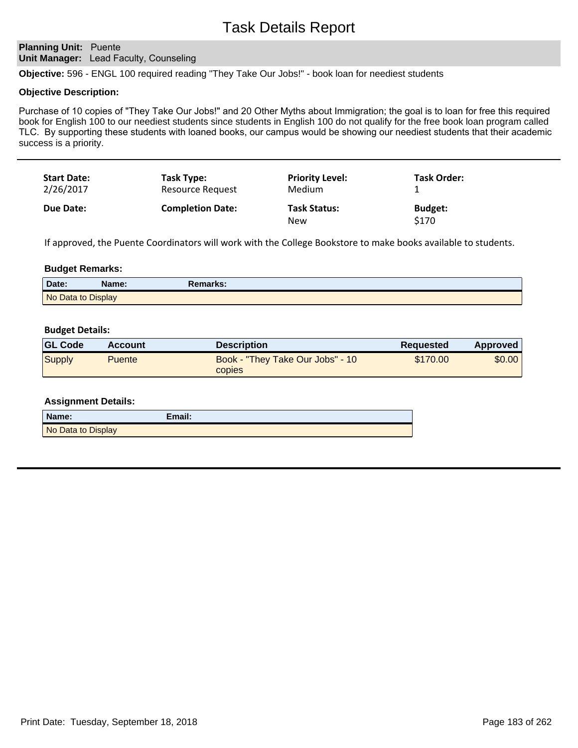# Task Details Report

**Planning Unit:** Puente
**Unit Manager:** Lead Faculty, Counseling

**Objective:** 596 - ENGL 100 required reading "They Take Our Jobs!" - book loan for neediest students

**Objective Description:**

Purchase of 10 copies of "They Take Our Jobs!" and 20 Other Myths about Immigration; the goal is to loan for free this required book for English 100 to our neediest students since students in English 100 do not qualify for the free book loan program called TLC. By supporting these students with loaned books, our campus would be showing our neediest students that their academic success is a priority.

---

| **Start Date:** | **Task Type:** | **Priority Level:** | **Task Order:** |
|---|---|---|---|
| 2/26/2017 | Resource Request | Medium | 1 |
| **Due Date:** | **Completion Date:** | **Task Status:** | **Budget:** |
| | | New | $170 |

If approved, the Puente Coordinators will work with the College Bookstore to make books available to students.

**Budget Remarks:**

| Date: | Name: | Remarks: |
|---|---|---|
| No Data to Display | | |

**Budget Details:**

| GL Code | Account | Description | Requested | Approved |
|---|---|---|---|---|
| Supply | Puente | Book - "They Take Our Jobs" - 10 copies | $170.00 | $0.00 |

**Assignment Details:**

| Name: | Email: |
|---|---|
| No Data to Display | |

---

Print Date: Tuesday, September 18, 2018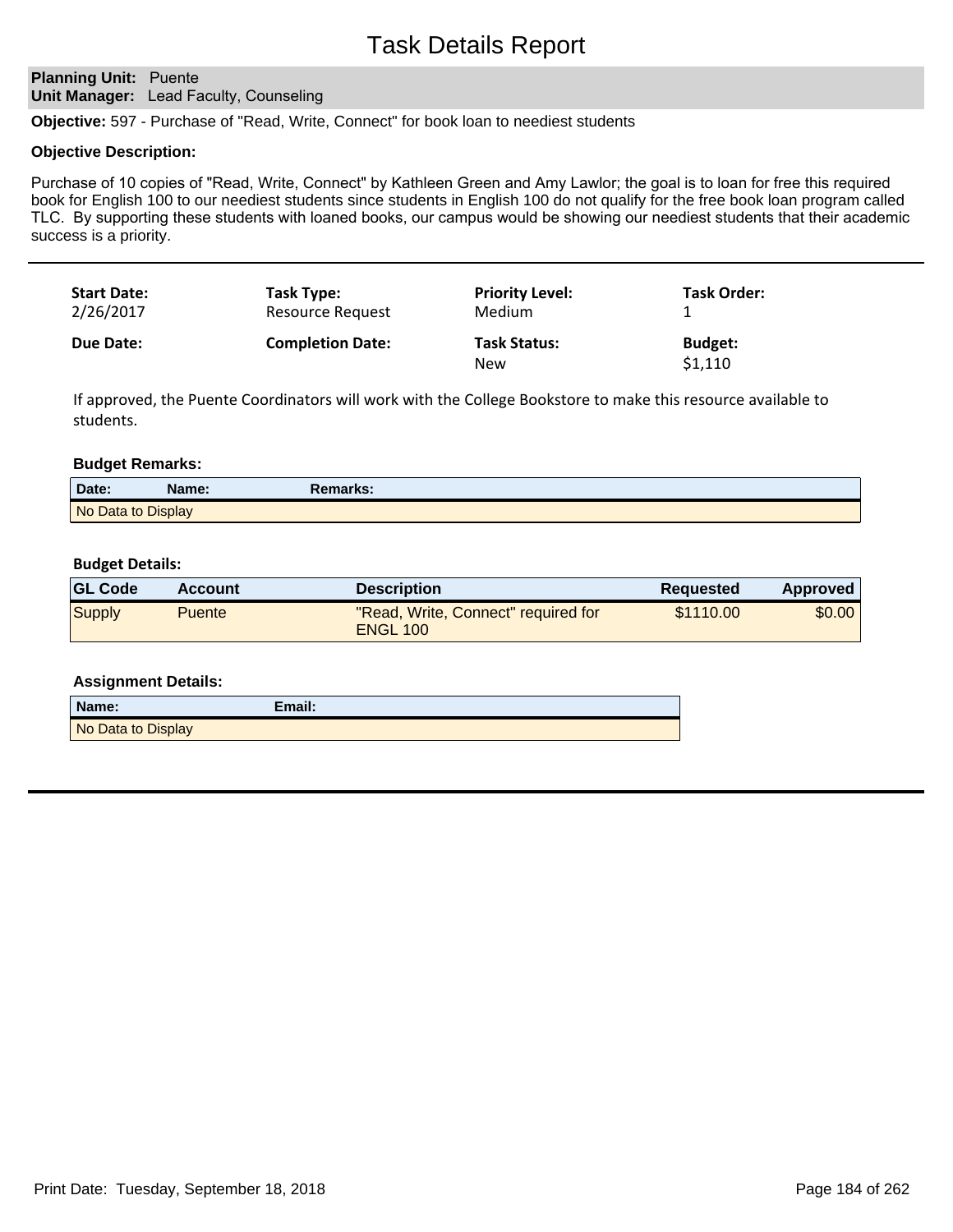# Task Details Report

**Planning Unit:** Puente
**Unit Manager:** Lead Faculty, Counseling

**Objective:** 597 - Purchase of "Read, Write, Connect" for book loan to neediest students

**Objective Description:**

Purchase of 10 copies of "Read, Write, Connect" by Kathleen Green and Amy Lawlor; the goal is to loan for free this required book for English 100 to our neediest students since students in English 100 do not qualify for the free book loan program called TLC. By supporting these students with loaned books, our campus would be showing our neediest students that their academic success is a priority.

---

| **Start Date:** | **Task Type:** | **Priority Level:** | **Task Order:** |
|---|---|---|---|
| 2/26/2017 | Resource Request | Medium | 1 |
| **Due Date:** | **Completion Date:** | **Task Status:** | **Budget:** |
| | | New | $1,110 |

If approved, the Puente Coordinators will work with the College Bookstore to make this resource available to students.

### Budget Remarks:

| Date: | Name: | Remarks: |
|---|---|---|
| No Data to Display | | |

### Budget Details:

| GL Code | Account | Description | Requested | Approved |
|---|---|---|---|---|
| Supply | Puente | "Read, Write, Connect" required for ENGL 100 | $1110.00 | $0.00 |

### Assignment Details:

| Name: | Email: |
|---|---|
| No Data to Display | |

---

Print Date: Tuesday, September 18, 2018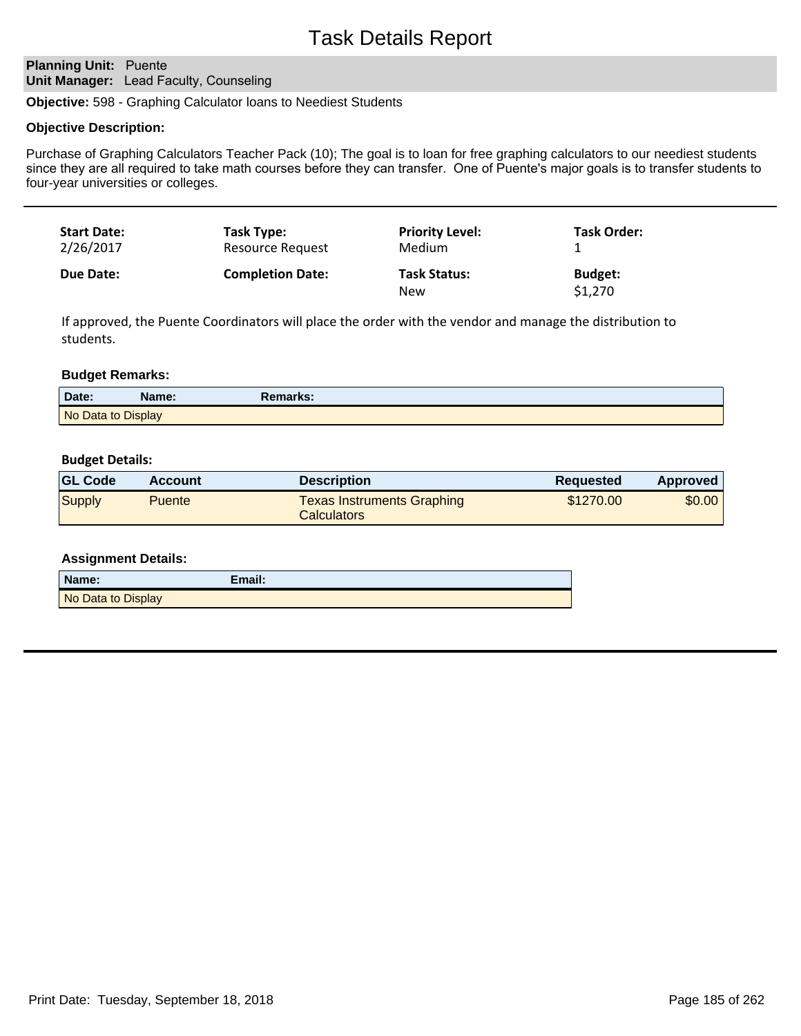# Task Details Report

**Planning Unit:** Puente
**Unit Manager:** Lead Faculty, Counseling

**Objective:** 598 - Graphing Calculator loans to Neediest Students

**Objective Description:**

Purchase of Graphing Calculators Teacher Pack (10); The goal is to loan for free graphing calculators to our neediest students since they are all required to take math courses before they can transfer. One of Puente's major goals is to transfer students to four-year universities or colleges.

---

| **Start Date:** | **Task Type:** | **Priority Level:** | **Task Order:** |
|---|---|---|---|
| 2/26/2017 | Resource Request | Medium | 1 |
| **Due Date:** | **Completion Date:** | **Task Status:** | **Budget:** |
| | | New | $1,270 |

If approved, the Puente Coordinators will place the order with the vendor and manage the distribution to students.

**Budget Remarks:**

| Date: | Name: | Remarks: |
|---|---|---|
| No Data to Display | | |

**Budget Details:**

| GL Code | Account | Description | Requested | Approved |
|---|---|---|---|---|
| Supply | Puente | Texas Instruments Graphing Calculators | $1270.00 | $0.00 |

**Assignment Details:**

| Name: | Email: |
|---|---|
| No Data to Display | |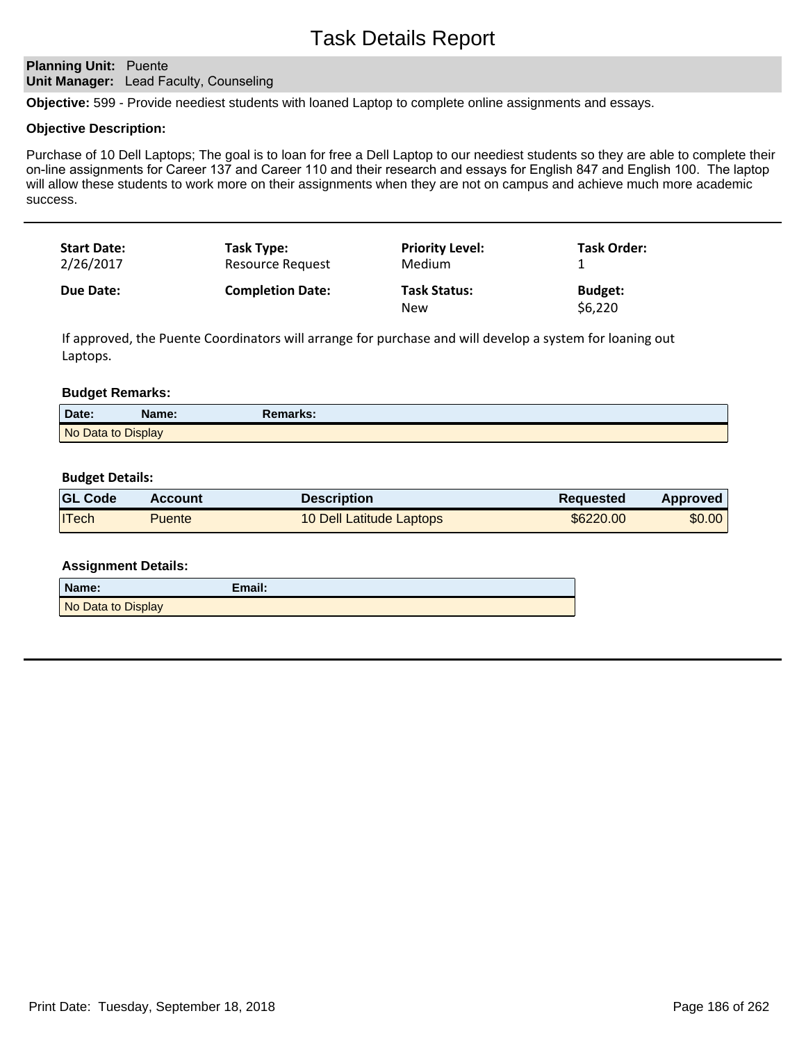# Task Details Report

**Planning Unit:** Puente
**Unit Manager:** Lead Faculty, Counseling

**Objective:** 599 - Provide neediest students with loaned Laptop to complete online assignments and essays.

**Objective Description:**

Purchase of 10 Dell Laptops; The goal is to loan for free a Dell Laptop to our neediest students so they are able to complete their on-line assignments for Career 137 and Career 110 and their research and essays for English 847 and English 100. The laptop will allow these students to work more on their assignments when they are not on campus and achieve much more academic success.

---

| **Start Date:** | **Task Type:** | **Priority Level:** | **Task Order:** |
|---|---|---|---|
| 2/26/2017 | Resource Request | Medium | 1 |
| **Due Date:** | **Completion Date:** | **Task Status:** | **Budget:** |
| | | New | $6,220 |

If approved, the Puente Coordinators will arrange for purchase and will develop a system for loaning out Laptops.

**Budget Remarks:**

| Date: | Name: | Remarks: |
|---|---|---|
| No Data to Display | | |

**Budget Details:**

| GL Code | Account | Description | Requested | Approved |
|---|---|---|---|---|
| ITech | Puente | 10 Dell Latitude Laptops | $6220.00 | $0.00 |

**Assignment Details:**

| Name: | Email: |
|---|---|
| No Data to Display | |

---

Print Date: Tuesday, September 18, 2018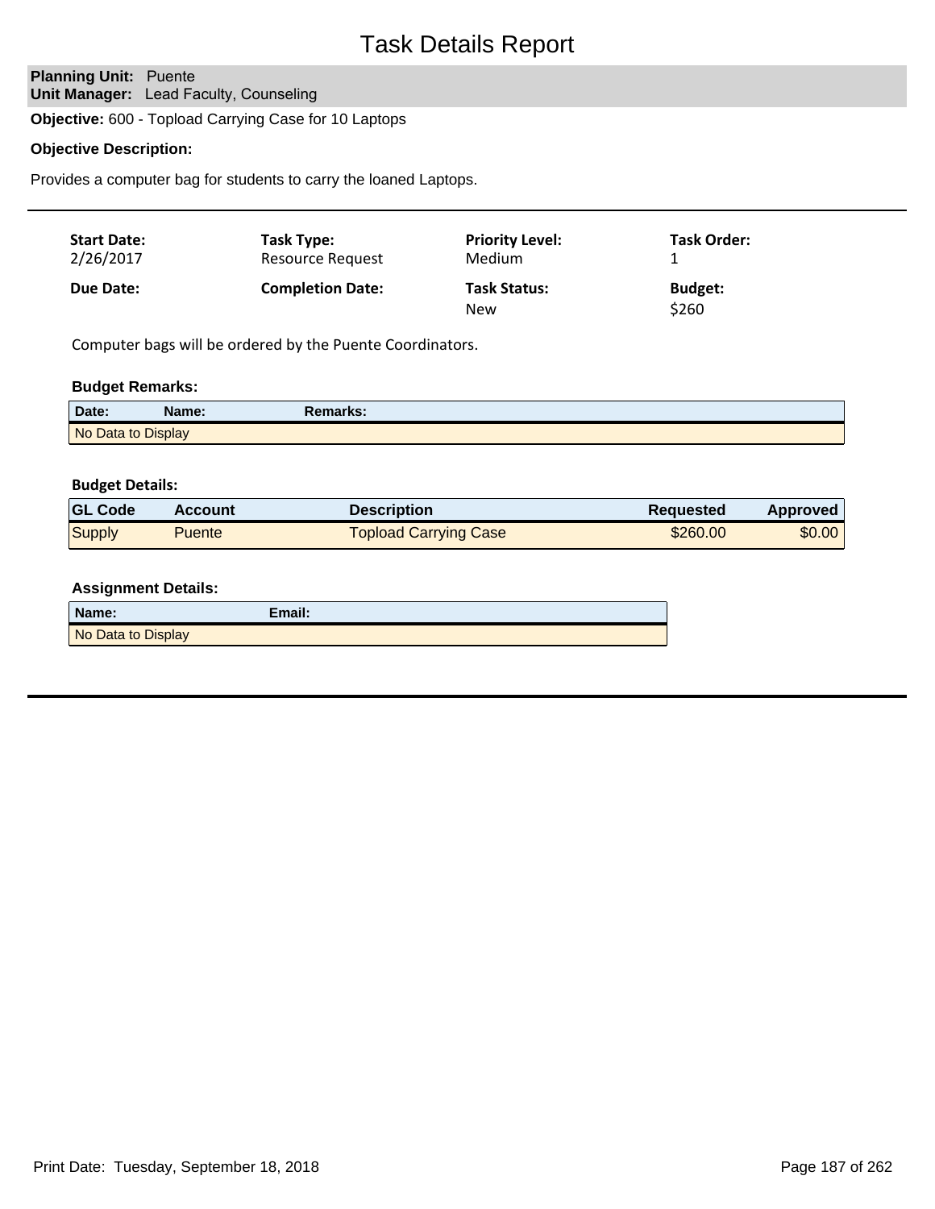# Task Details Report

**Planning Unit:** Puente
**Unit Manager:** Lead Faculty, Counseling

**Objective:** 600 - Topload Carrying Case for 10 Laptops

**Objective Description:**

Provides a computer bag for students to carry the loaned Laptops.

---

| **Start Date:** | **Task Type:** | **Priority Level:** | **Task Order:** |
|---|---|---|---|
| 2/26/2017 | Resource Request | Medium | 1 |
| **Due Date:** | **Completion Date:** | **Task Status:** | **Budget:** |
| | | New | $260 |

Computer bags will be ordered by the Puente Coordinators.

**Budget Remarks:**

| Date: | Name: | Remarks: |
|---|---|---|
| No Data to Display | | |

**Budget Details:**

| GL Code | Account | Description | Requested | Approved |
|---|---|---|---|---|
| Supply | Puente | Topload Carrying Case | $260.00 | $0.00 |

**Assignment Details:**

| Name: | Email: |
|---|---|
| No Data to Display | |

---

Print Date: Tuesday, September 18, 2018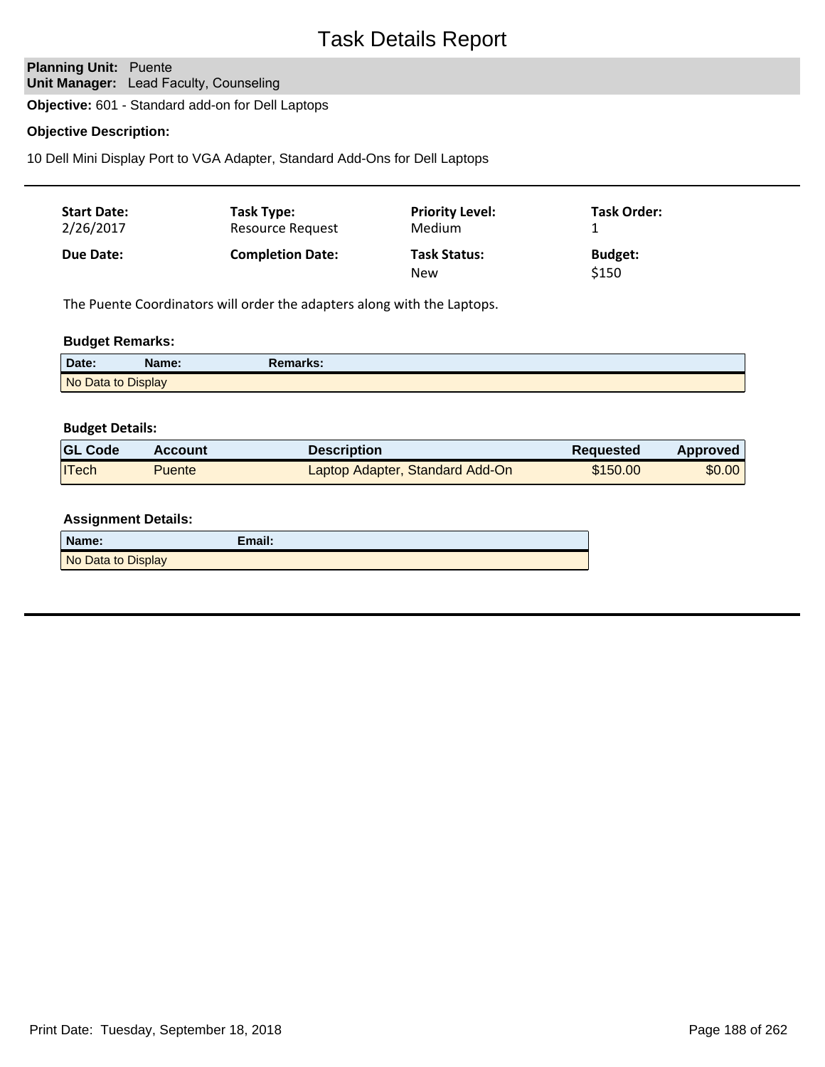# Task Details Report

**Planning Unit:** Puente
**Unit Manager:** Lead Faculty, Counseling

**Objective:** 601 - Standard add-on for Dell Laptops

**Objective Description:**

10 Dell Mini Display Port to VGA Adapter, Standard Add-Ons for Dell Laptops

---

| **Start Date:** | **Task Type:** | **Priority Level:** | **Task Order:** |
|---|---|---|---|
| 2/26/2017 | Resource Request | Medium | 1 |
| **Due Date:** | **Completion Date:** | **Task Status:** | **Budget:** |
| | | New | $150 |

The Puente Coordinators will order the adapters along with the Laptops.

**Budget Remarks:**

| Date: | Name: | Remarks: |
|---|---|---|
| No Data to Display | | |

**Budget Details:**

| GL Code | Account | Description | Requested | Approved |
|---|---|---|---|---|
| ITech | Puente | Laptop Adapter, Standard Add-On | $150.00 | $0.00 |

**Assignment Details:**

| Name: | Email: |
|---|---|
| No Data to Display | |

---

Print Date: Tuesday, September 18, 2018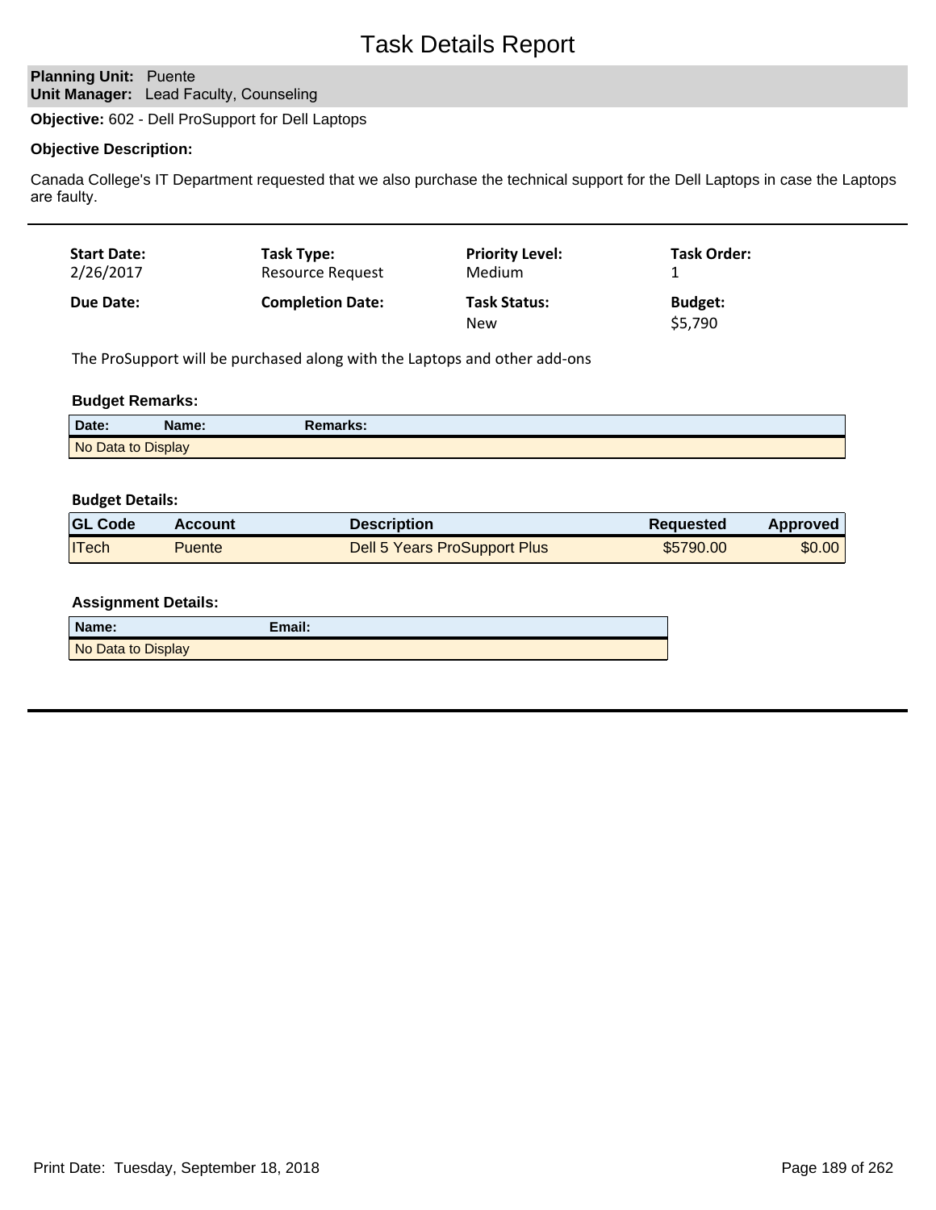# Task Details Report

**Planning Unit:** Puente
**Unit Manager:** Lead Faculty, Counseling

**Objective:** 602 - Dell ProSupport for Dell Laptops

**Objective Description:**

Canada College's IT Department requested that we also purchase the technical support for the Dell Laptops in case the Laptops are faulty.

---

| Start Date: | Task Type: | Priority Level: | Task Order: |
|---|---|---|---|
| 2/26/2017 | Resource Request | Medium | 1 |
| **Due Date:** | **Completion Date:** | **Task Status:** | **Budget:** |
| | | New | $5,790 |

The ProSupport will be purchased along with the Laptops and other add-ons

**Budget Remarks:**

| Date: | Name: | Remarks: |
|---|---|---|
| No Data to Display | | |

**Budget Details:**

| GL Code | Account | Description | Requested | Approved |
|---|---|---|---|---|
| ITech | Puente | Dell 5 Years ProSupport Plus | $5790.00 | $0.00 |

**Assignment Details:**

| Name: | Email: |
|---|---|
| No Data to Display | |

---

Print Date: Tuesday, September 18, 2018